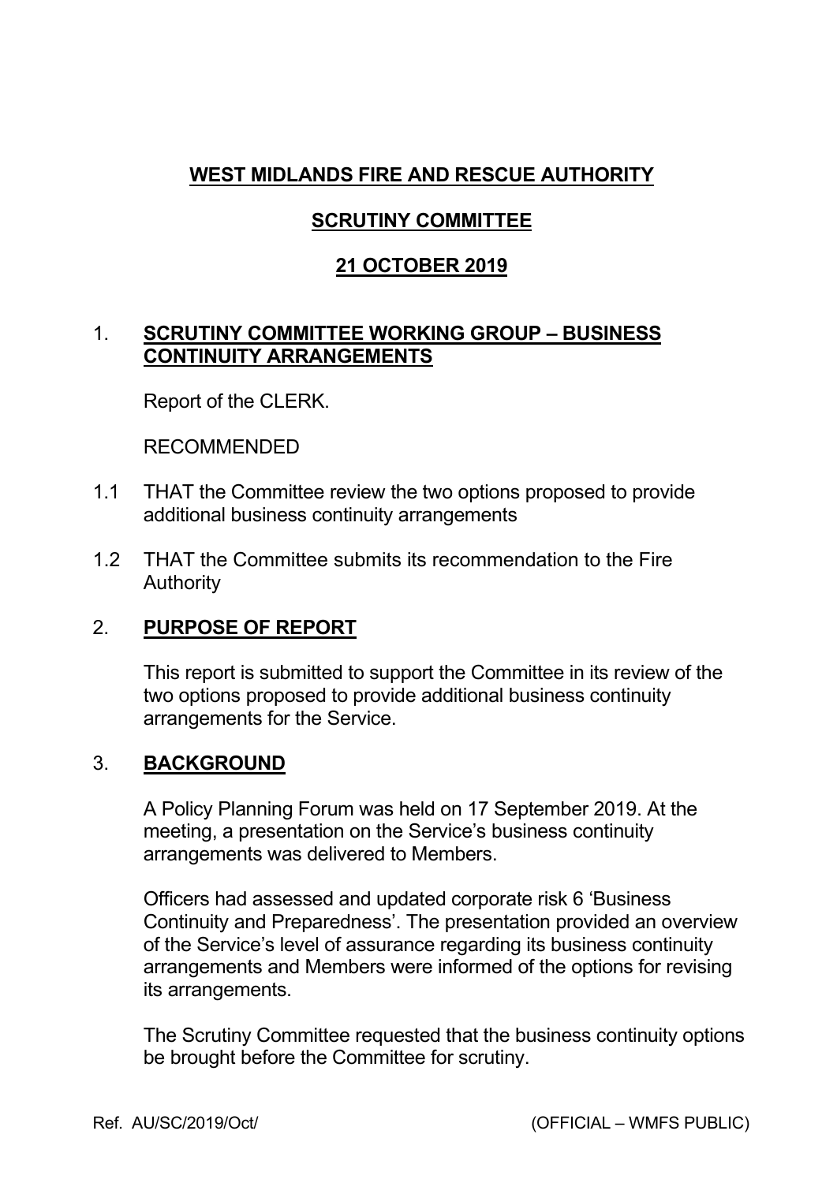# WEST MIDLANDS FIRE AND RESCUE AUTHORITY

## SCRUTINY COMMITTEE

## 21 OCTOBER 2019

### 1. SCRUTINY COMMITTEE WORKING GROUP – BUSINESS CONTINUITY ARRANGEMENTS

Report of the CLERK.

RECOMMENDED

1.1 THAT the Committee review the two options proposed to provide additional business continuity arrangements

1.2 THAT the Committee submits its recommendation to the Fire Authority

### 2. PURPOSE OF REPORT

This report is submitted to support the Committee in its review of the two options proposed to provide additional business continuity arrangements for the Service.

### 3. BACKGROUND

A Policy Planning Forum was held on 17 September 2019. At the meeting, a presentation on the Service's business continuity arrangements was delivered to Members.

Officers had assessed and updated corporate risk 6 'Business Continuity and Preparedness'. The presentation provided an overview of the Service's level of assurance regarding its business continuity arrangements and Members were informed of the options for revising its arrangements.

The Scrutiny Committee requested that the business continuity options be brought before the Committee for scrutiny.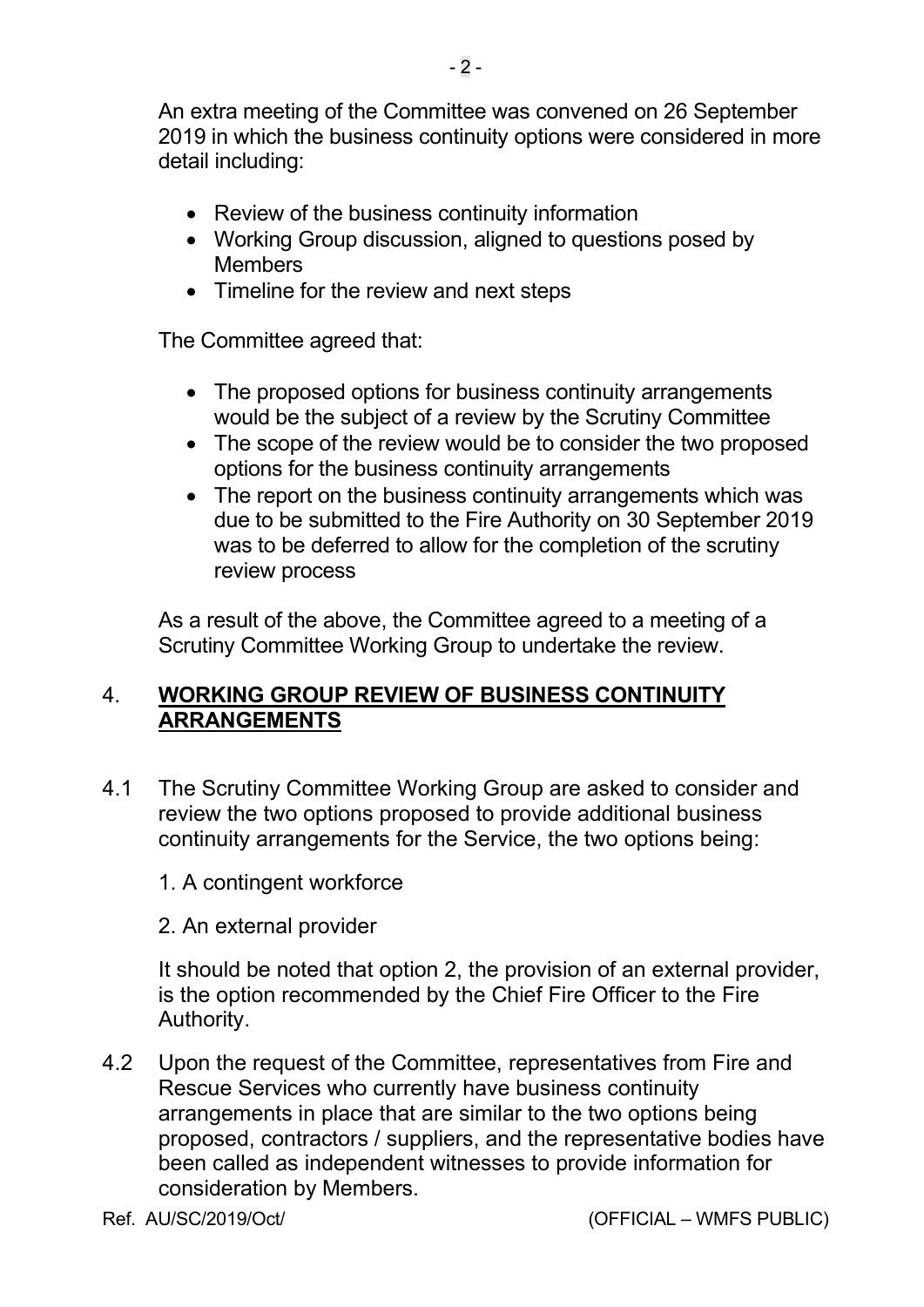An extra meeting of the Committee was convened on 26 September 2019 in which the business continuity options were considered in more detail including:

- Review of the business continuity information
- Working Group discussion, aligned to questions posed by Members
- Timeline for the review and next steps

The Committee agreed that:

- The proposed options for business continuity arrangements would be the subject of a review by the Scrutiny Committee
- The scope of the review would be to consider the two proposed options for the business continuity arrangements
- The report on the business continuity arrangements which was due to be submitted to the Fire Authority on 30 September 2019 was to be deferred to allow for the completion of the scrutiny review process

As a result of the above, the Committee agreed to a meeting of a Scrutiny Committee Working Group to undertake the review.

## 4. <u>WORKING GROUP REVIEW OF BUSINESS CONTINUITY ARRANGEMENTS</u>

4.1 The Scrutiny Committee Working Group are asked to consider and review the two options proposed to provide additional business continuity arrangements for the Service, the two options being:

1. A contingent workforce
2. An external provider

It should be noted that option 2, the provision of an external provider, is the option recommended by the Chief Fire Officer to the Fire Authority.

4.2 Upon the request of the Committee, representatives from Fire and Rescue Services who currently have business continuity arrangements in place that are similar to the two options being proposed, contractors / suppliers, and the representative bodies have been called as independent witnesses to provide information for consideration by Members.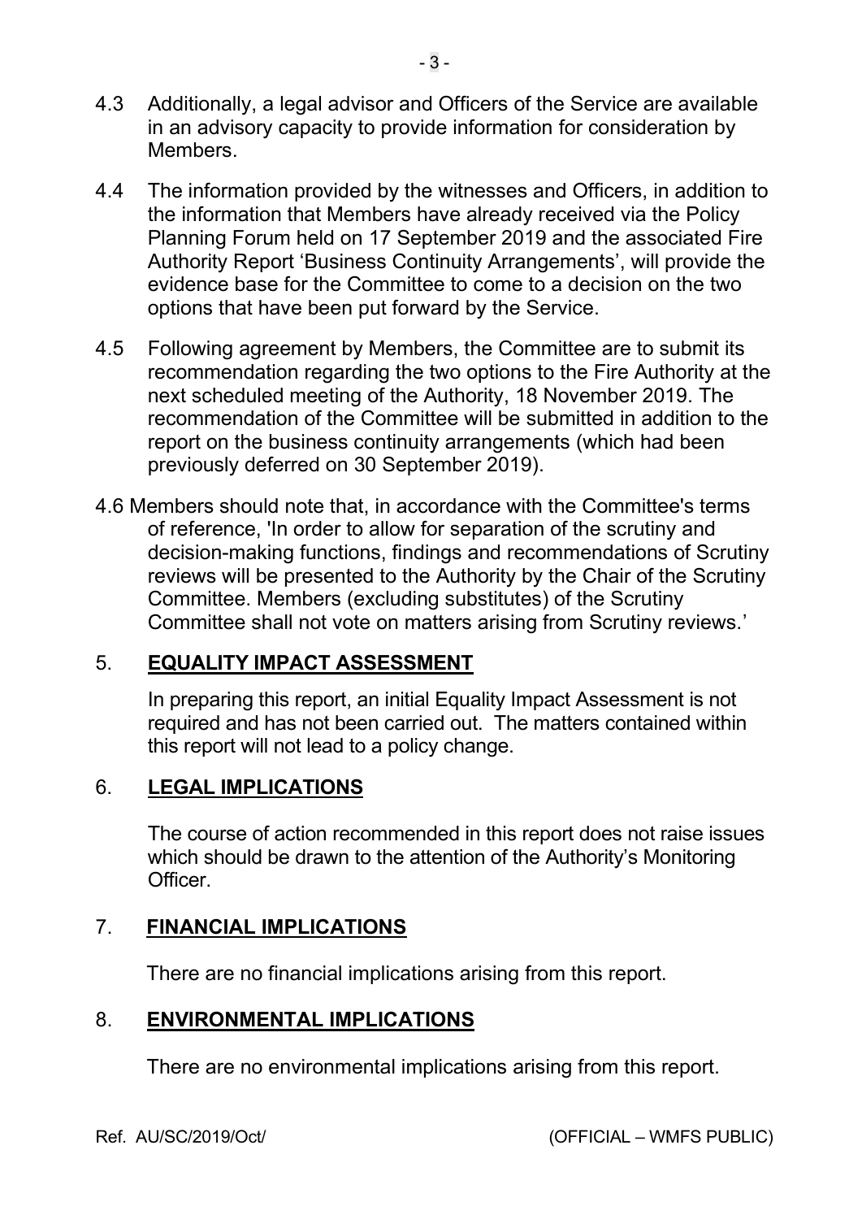4.3 Additionally, a legal advisor and Officers of the Service are available in an advisory capacity to provide information for consideration by Members.

4.4 The information provided by the witnesses and Officers, in addition to the information that Members have already received via the Policy Planning Forum held on 17 September 2019 and the associated Fire Authority Report 'Business Continuity Arrangements', will provide the evidence base for the Committee to come to a decision on the two options that have been put forward by the Service.

4.5 Following agreement by Members, the Committee are to submit its recommendation regarding the two options to the Fire Authority at the next scheduled meeting of the Authority, 18 November 2019. The recommendation of the Committee will be submitted in addition to the report on the business continuity arrangements (which had been previously deferred on 30 September 2019).

4.6 Members should note that, in accordance with the Committee's terms of reference, 'In order to allow for separation of the scrutiny and decision-making functions, findings and recommendations of Scrutiny reviews will be presented to the Authority by the Chair of the Scrutiny Committee. Members (excluding substitutes) of the Scrutiny Committee shall not vote on matters arising from Scrutiny reviews.'

## 5. EQUALITY IMPACT ASSESSMENT

In preparing this report, an initial Equality Impact Assessment is not required and has not been carried out. The matters contained within this report will not lead to a policy change.

## 6. LEGAL IMPLICATIONS

The course of action recommended in this report does not raise issues which should be drawn to the attention of the Authority's Monitoring Officer.

## 7. FINANCIAL IMPLICATIONS

There are no financial implications arising from this report.

## 8. ENVIRONMENTAL IMPLICATIONS

There are no environmental implications arising from this report.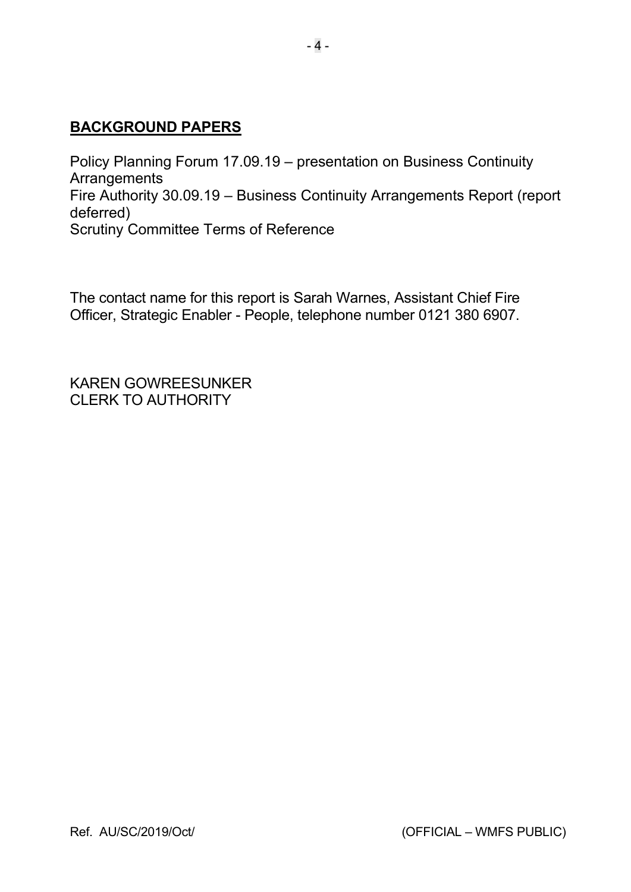## BACKGROUND PAPERS

Policy Planning Forum 17.09.19 – presentation on Business Continuity Arrangements
Fire Authority 30.09.19 – Business Continuity Arrangements Report (report deferred)
Scrutiny Committee Terms of Reference

The contact name for this report is Sarah Warnes, Assistant Chief Fire Officer, Strategic Enabler - People, telephone number 0121 380 6907.

KAREN GOWREESUNKER
CLERK TO AUTHORITY